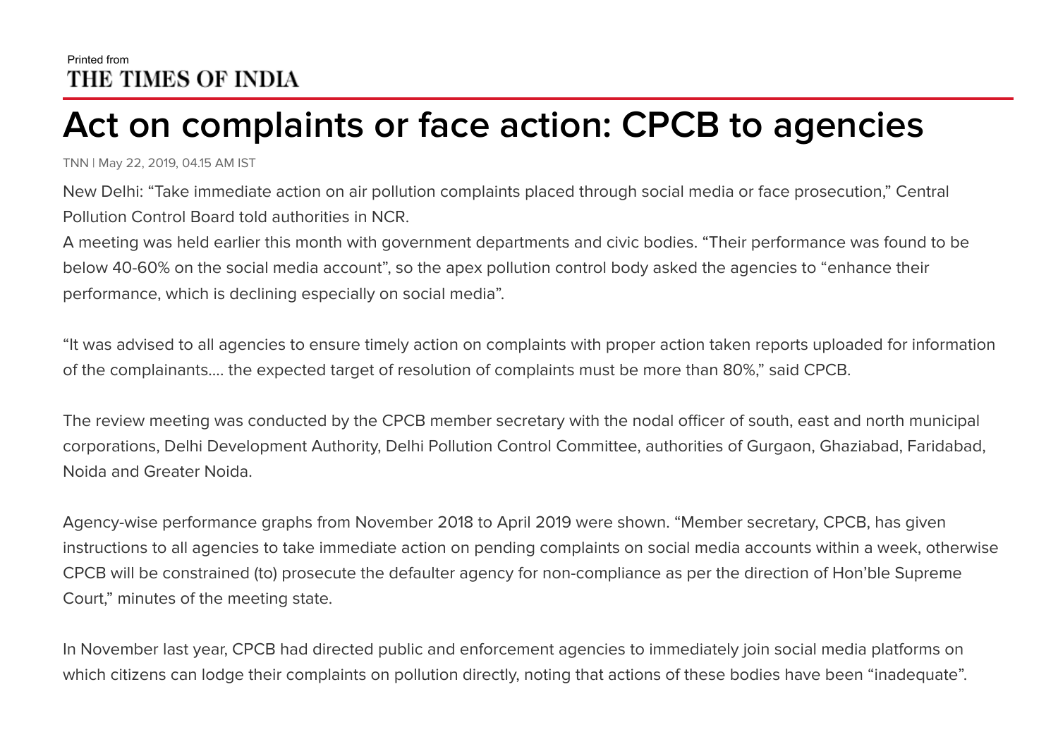Printed from
THE TIMES OF INDIA

# Act on complaints or face action: CPCB to agencies

TNN | May 22, 2019, 04.15 AM IST

New Delhi: "Take immediate action on air pollution complaints placed through social media or face prosecution," Central Pollution Control Board told authorities in NCR.
A meeting was held earlier this month with government departments and civic bodies. "Their performance was found to be below 40-60% on the social media account", so the apex pollution control body asked the agencies to "enhance their performance, which is declining especially on social media".

"It was advised to all agencies to ensure timely action on complaints with proper action taken reports uploaded for information of the complainants.... the expected target of resolution of complaints must be more than 80%," said CPCB.

The review meeting was conducted by the CPCB member secretary with the nodal officer of south, east and north municipal corporations, Delhi Development Authority, Delhi Pollution Control Committee, authorities of Gurgaon, Ghaziabad, Faridabad, Noida and Greater Noida.

Agency-wise performance graphs from November 2018 to April 2019 were shown. "Member secretary, CPCB, has given instructions to all agencies to take immediate action on pending complaints on social media accounts within a week, otherwise CPCB will be constrained (to) prosecute the defaulter agency for non-compliance as per the direction of Hon'ble Supreme Court," minutes of the meeting state.

In November last year, CPCB had directed public and enforcement agencies to immediately join social media platforms on which citizens can lodge their complaints on pollution directly, noting that actions of these bodies have been "inadequate".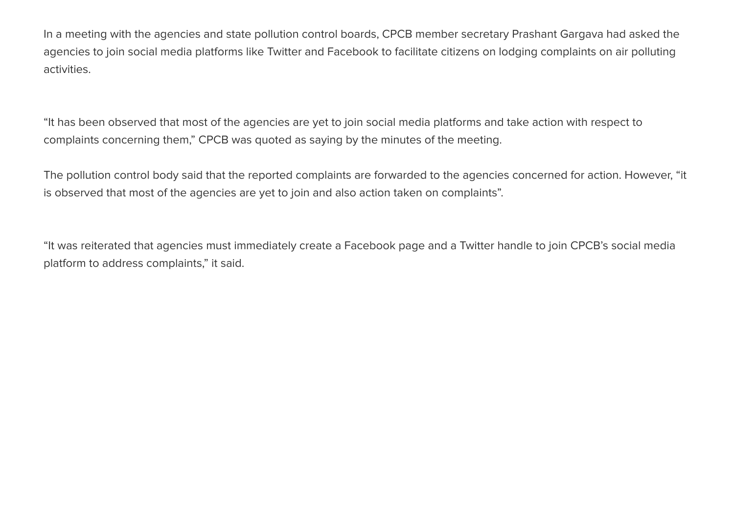In a meeting with the agencies and state pollution control boards, CPCB member secretary Prashant Gargava had asked the agencies to join social media platforms like Twitter and Facebook to facilitate citizens on lodging complaints on air polluting activities.

“It has been observed that most of the agencies are yet to join social media platforms and take action with respect to complaints concerning them,” CPCB was quoted as saying by the minutes of the meeting.

The pollution control body said that the reported complaints are forwarded to the agencies concerned for action. However, “it is observed that most of the agencies are yet to join and also action taken on complaints”.

“It was reiterated that agencies must immediately create a Facebook page and a Twitter handle to join CPCB’s social media platform to address complaints,” it said.